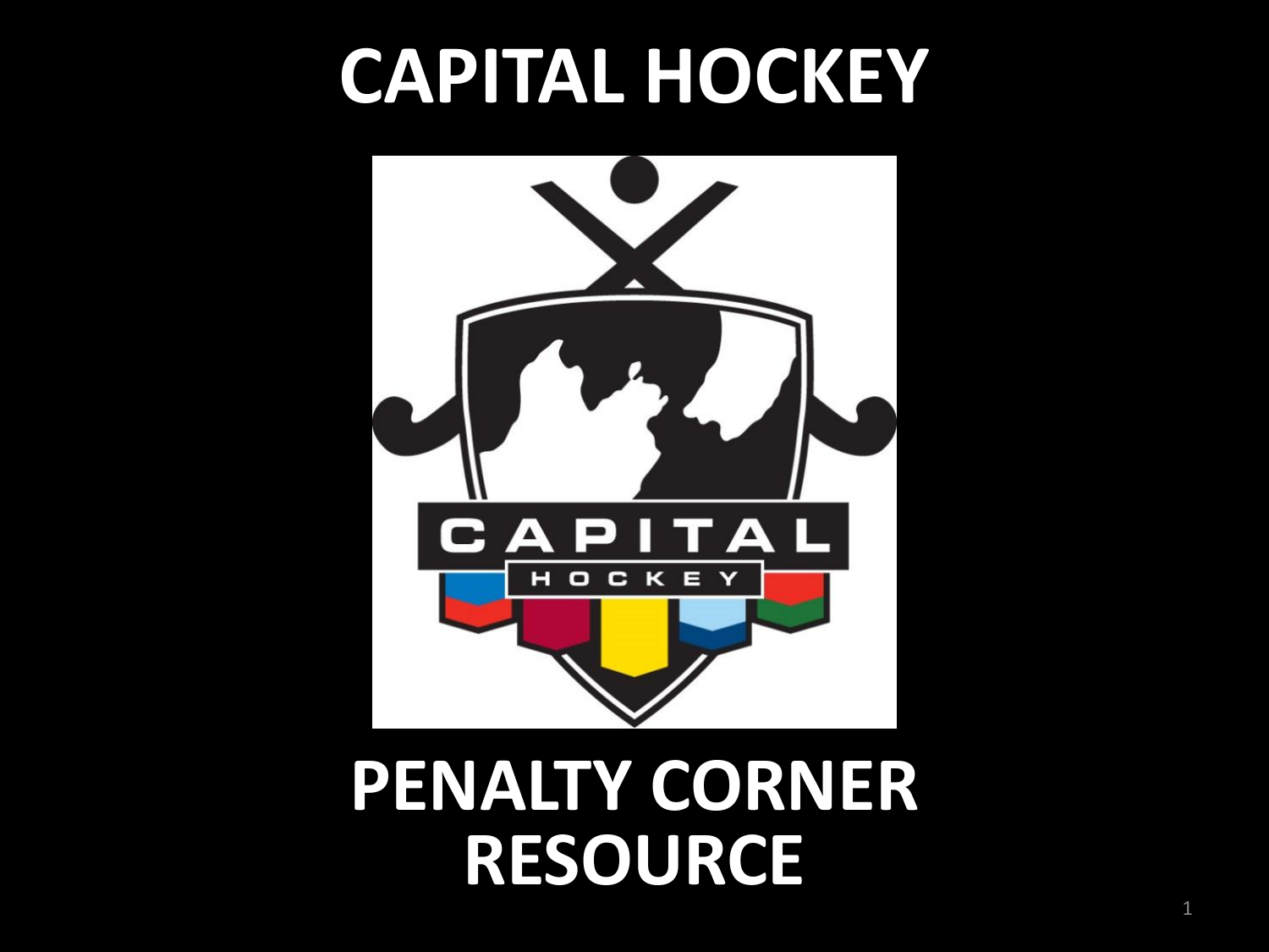# CAPITAL HOCKEY

# PENALTY CORNER RESOURCE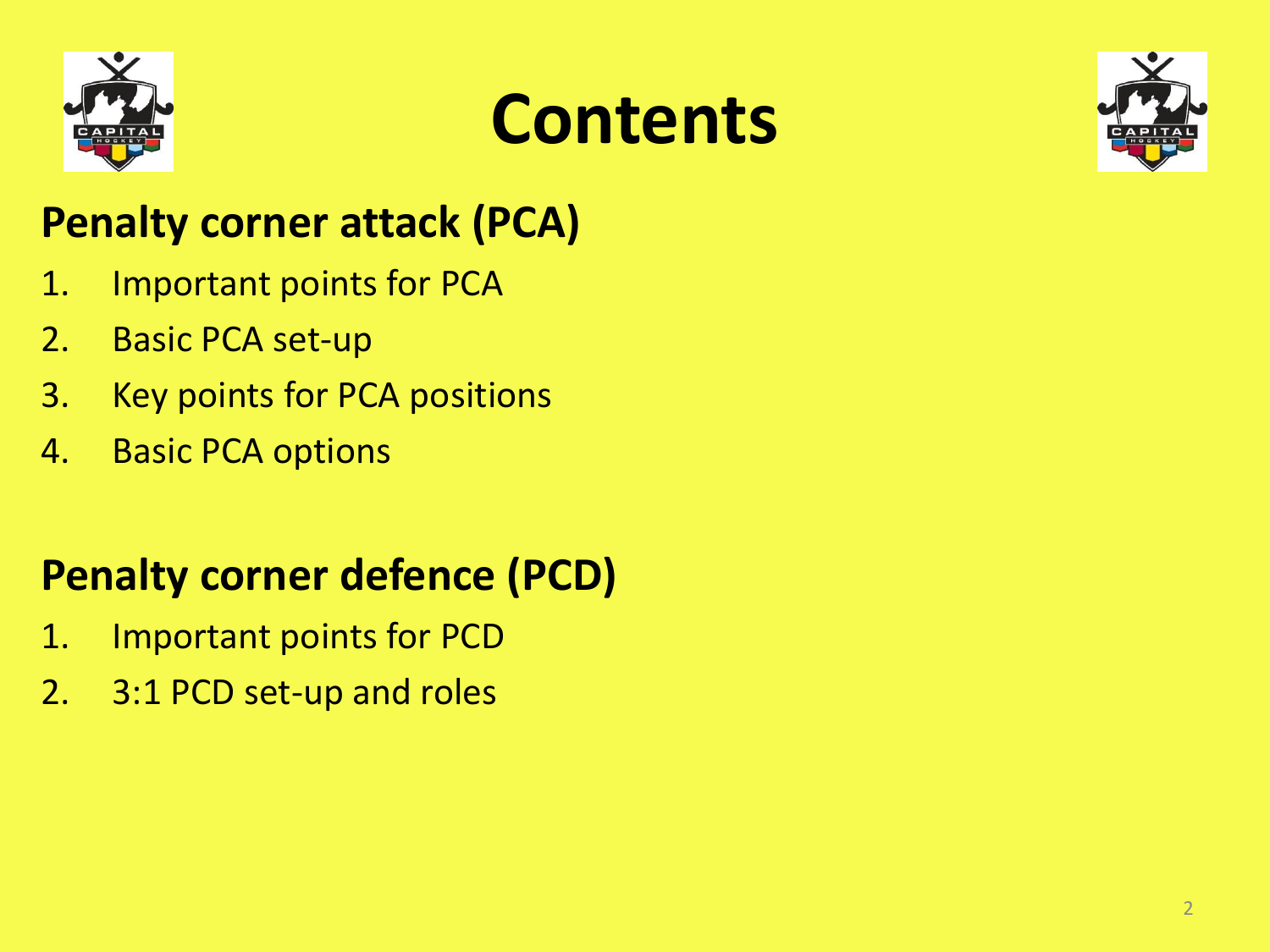# Contents

## Penalty corner attack (PCA)

1. Important points for PCA
2. Basic PCA set-up
3. Key points for PCA positions
4. Basic PCA options

## Penalty corner defence (PCD)

1. Important points for PCD
2. 3:1 PCD set-up and roles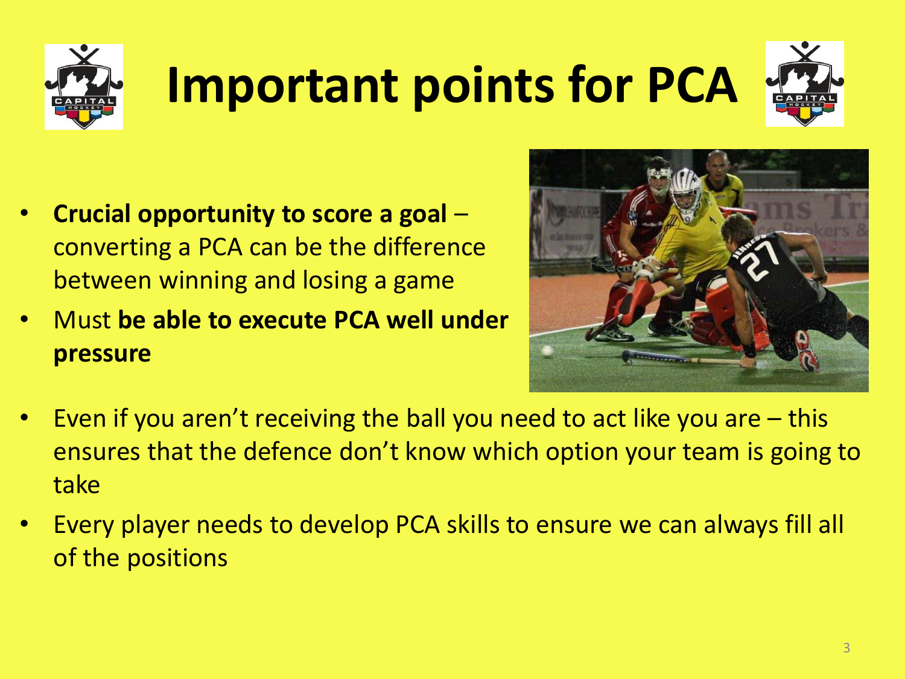# Important points for PCA

- **Crucial opportunity to score a goal** – converting a PCA can be the difference between winning and losing a game
- Must **be able to execute PCA well under pressure**
- Even if you aren't receiving the ball you need to act like you are – this ensures that the defence don't know which option your team is going to take
- Every player needs to develop PCA skills to ensure we can always fill all of the positions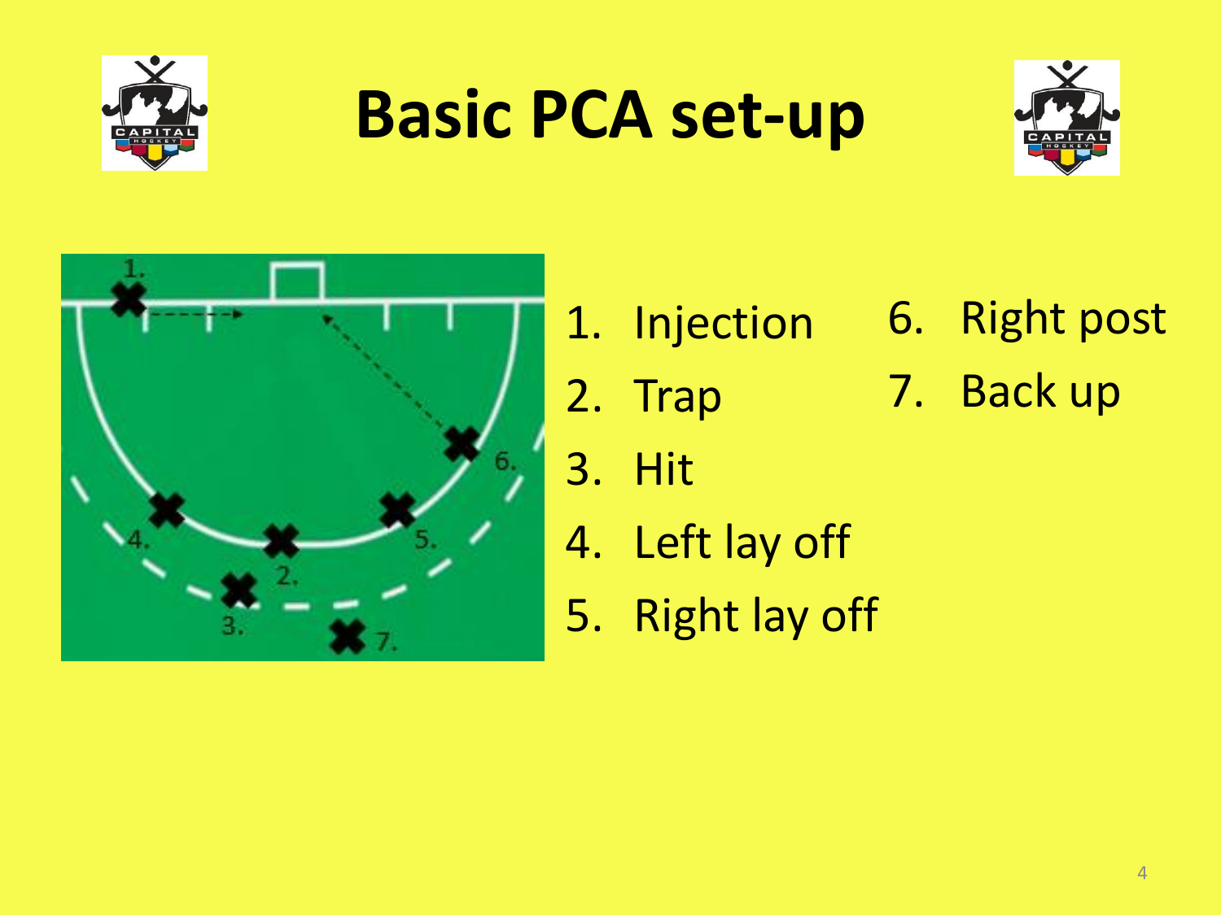# Basic PCA set-up

1. Injection
2. Trap
3. Hit
4. Left lay off
5. Right lay off
6. Right post
7. Back up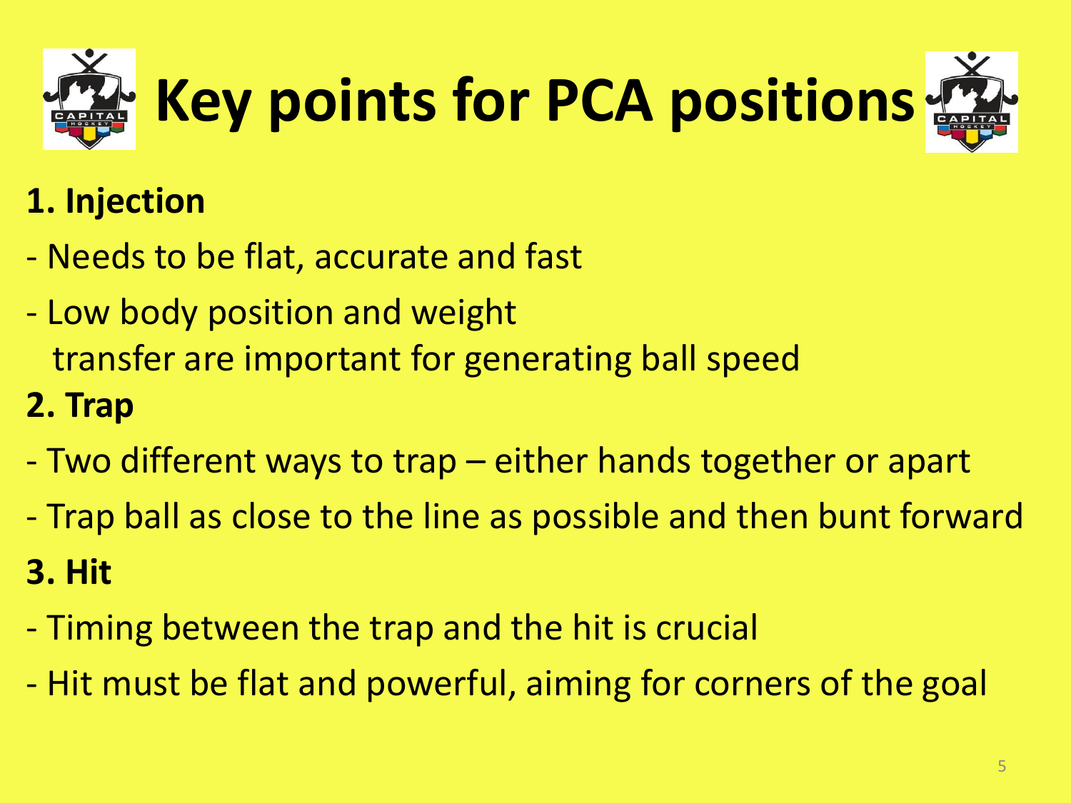# Key points for PCA positions

**1. Injection**

- Needs to be flat, accurate and fast
- Low body position and weight transfer are important for generating ball speed

**2. Trap**

- Two different ways to trap – either hands together or apart
- Trap ball as close to the line as possible and then bunt forward

**3. Hit**

- Timing between the trap and the hit is crucial
- Hit must be flat and powerful, aiming for corners of the goal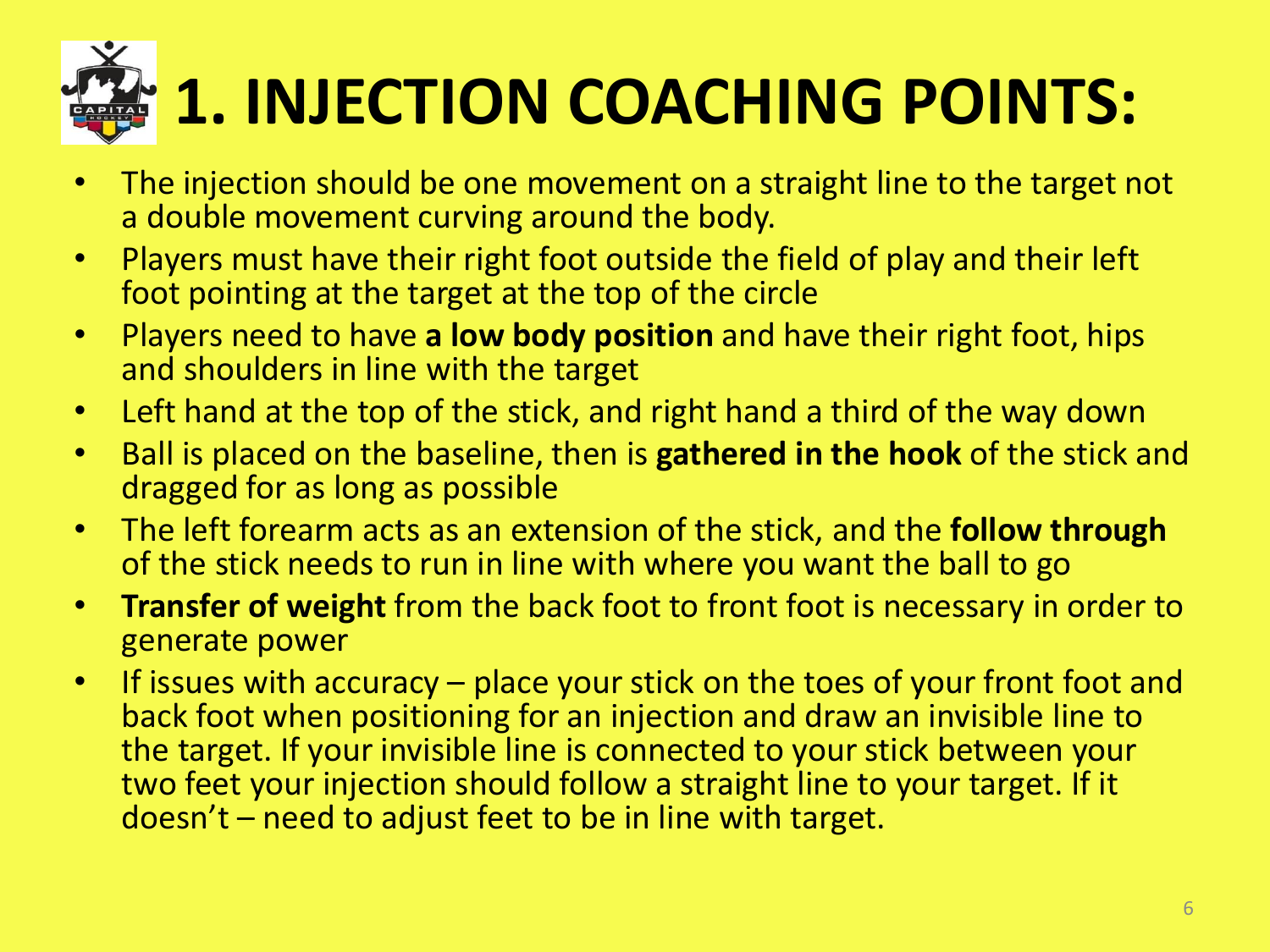# 1. INJECTION COACHING POINTS:

- The injection should be one movement on a straight line to the target not a double movement curving around the body.
- Players must have their right foot outside the field of play and their left foot pointing at the target at the top of the circle
- Players need to have **a low body position** and have their right foot, hips and shoulders in line with the target
- Left hand at the top of the stick, and right hand a third of the way down
- Ball is placed on the baseline, then is **gathered in the hook** of the stick and dragged for as long as possible
- The left forearm acts as an extension of the stick, and the **follow through** of the stick needs to run in line with where you want the ball to go
- **Transfer of weight** from the back foot to front foot is necessary in order to generate power
- If issues with accuracy – place your stick on the toes of your front foot and back foot when positioning for an injection and draw an invisible line to the target. If your invisible line is connected to your stick between your two feet your injection should follow a straight line to your target. If it doesn't – need to adjust feet to be in line with target.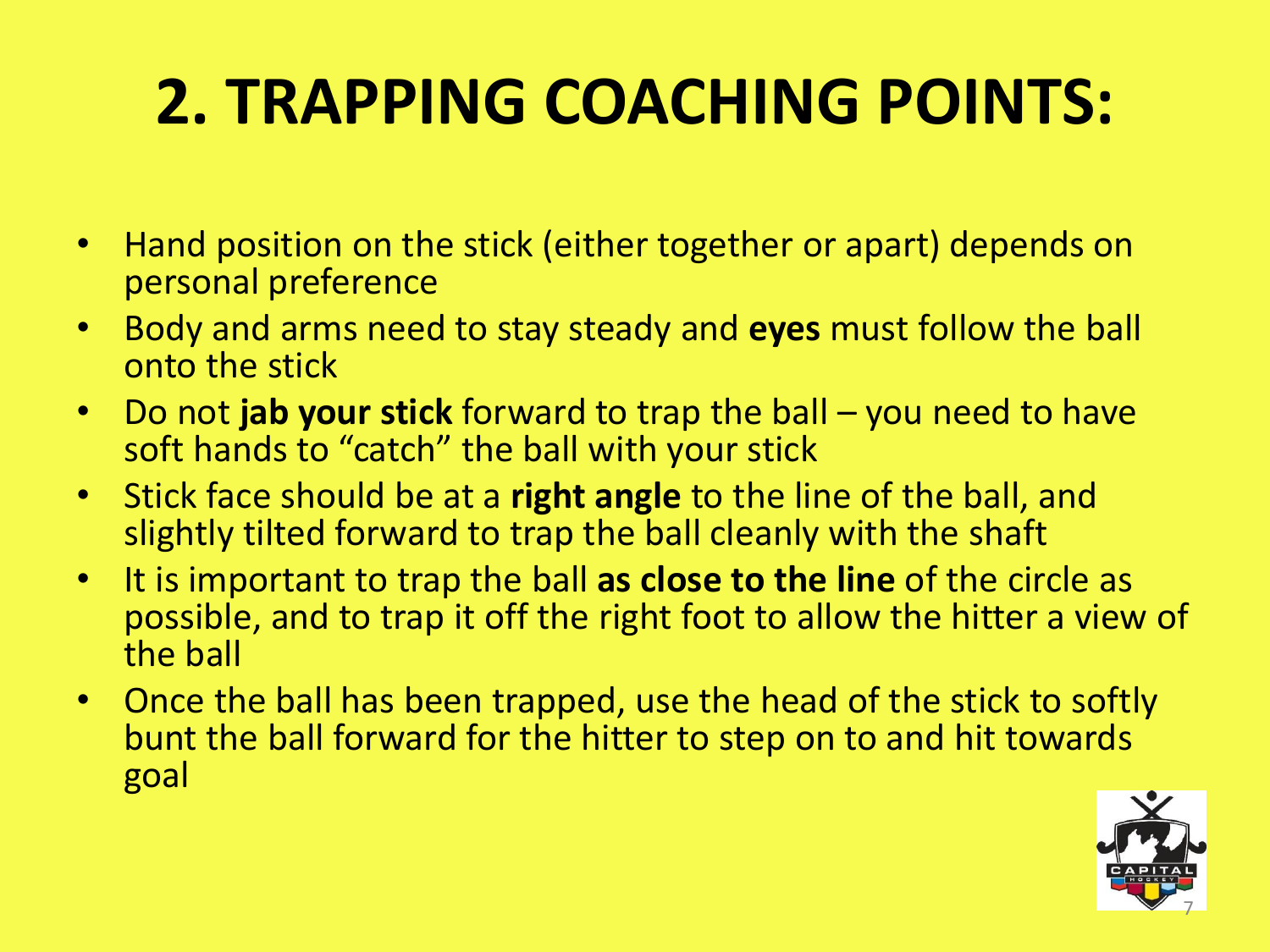# 2. TRAPPING COACHING POINTS:

- Hand position on the stick (either together or apart) depends on personal preference
- Body and arms need to stay steady and **eyes** must follow the ball onto the stick
- Do not **jab your stick** forward to trap the ball – you need to have soft hands to “catch” the ball with your stick
- Stick face should be at a **right angle** to the line of the ball, and slightly tilted forward to trap the ball cleanly with the shaft
- It is important to trap the ball **as close to the line** of the circle as possible, and to trap it off the right foot to allow the hitter a view of the ball
- Once the ball has been trapped, use the head of the stick to softly bunt the ball forward for the hitter to step on to and hit towards goal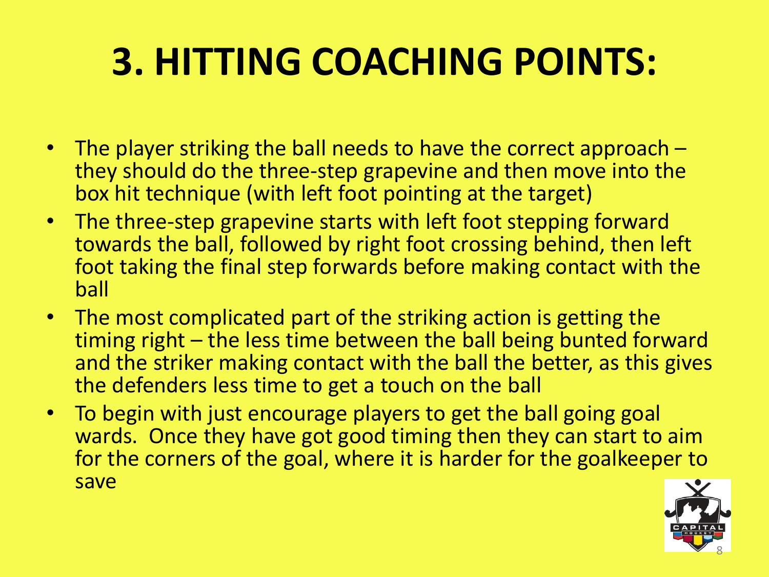# 3. HITTING COACHING POINTS:

- The player striking the ball needs to have the correct approach – they should do the three-step grapevine and then move into the box hit technique (with left foot pointing at the target)
- The three-step grapevine starts with left foot stepping forward towards the ball, followed by right foot crossing behind, then left foot taking the final step forwards before making contact with the ball
- The most complicated part of the striking action is getting the timing right – the less time between the ball being bunted forward and the striker making contact with the ball the better, as this gives the defenders less time to get a touch on the ball
- To begin with just encourage players to get the ball going goal wards. Once they have got good timing then they can start to aim for the corners of the goal, where it is harder for the goalkeeper to save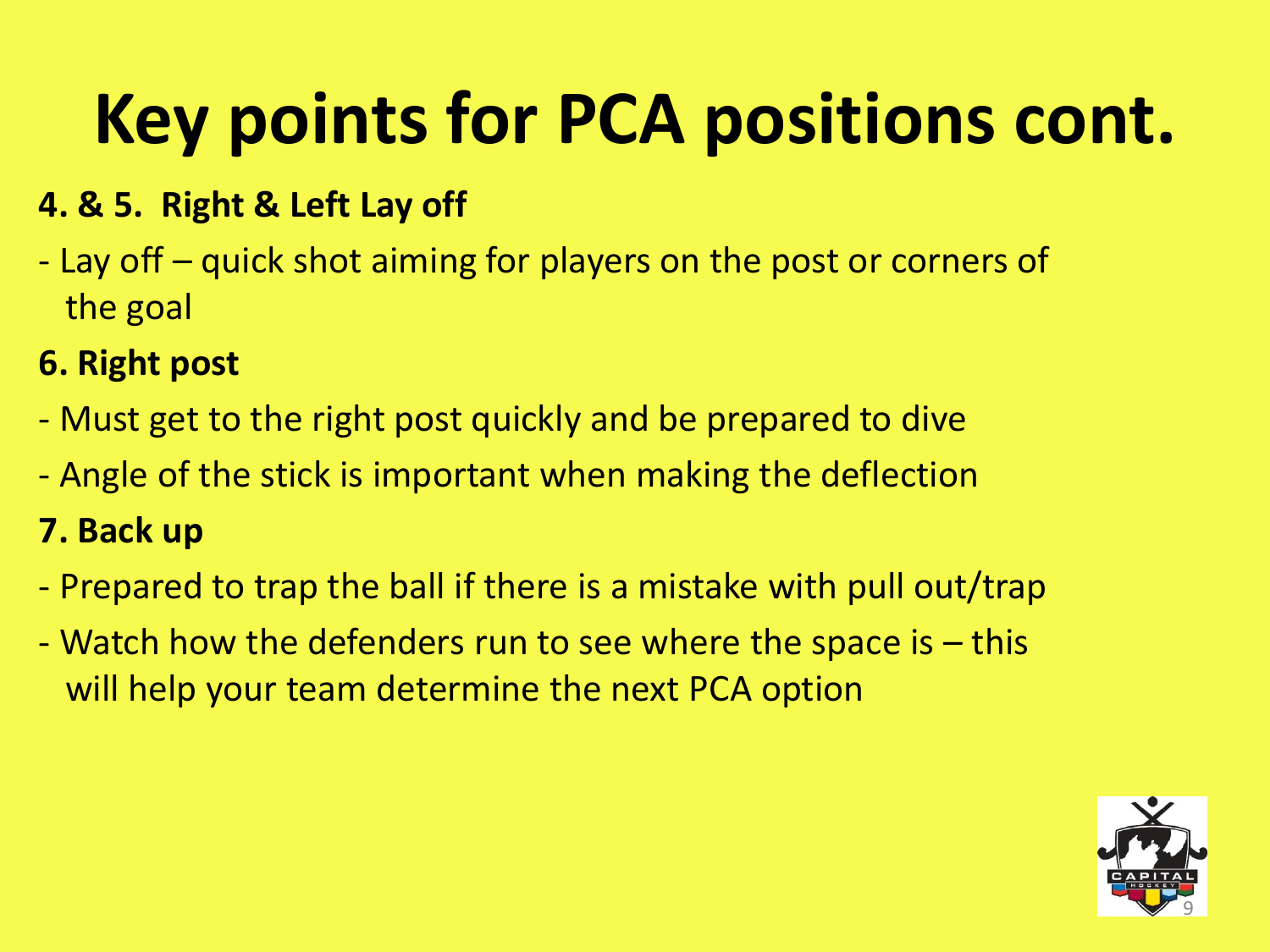# Key points for PCA positions cont.

**4. & 5. Right & Left Lay off**

- Lay off – quick shot aiming for players on the post or corners of the goal

**6. Right post**

- Must get to the right post quickly and be prepared to dive
- Angle of the stick is important when making the deflection

**7. Back up**

- Prepared to trap the ball if there is a mistake with pull out/trap
- Watch how the defenders run to see where the space is – this will help your team determine the next PCA option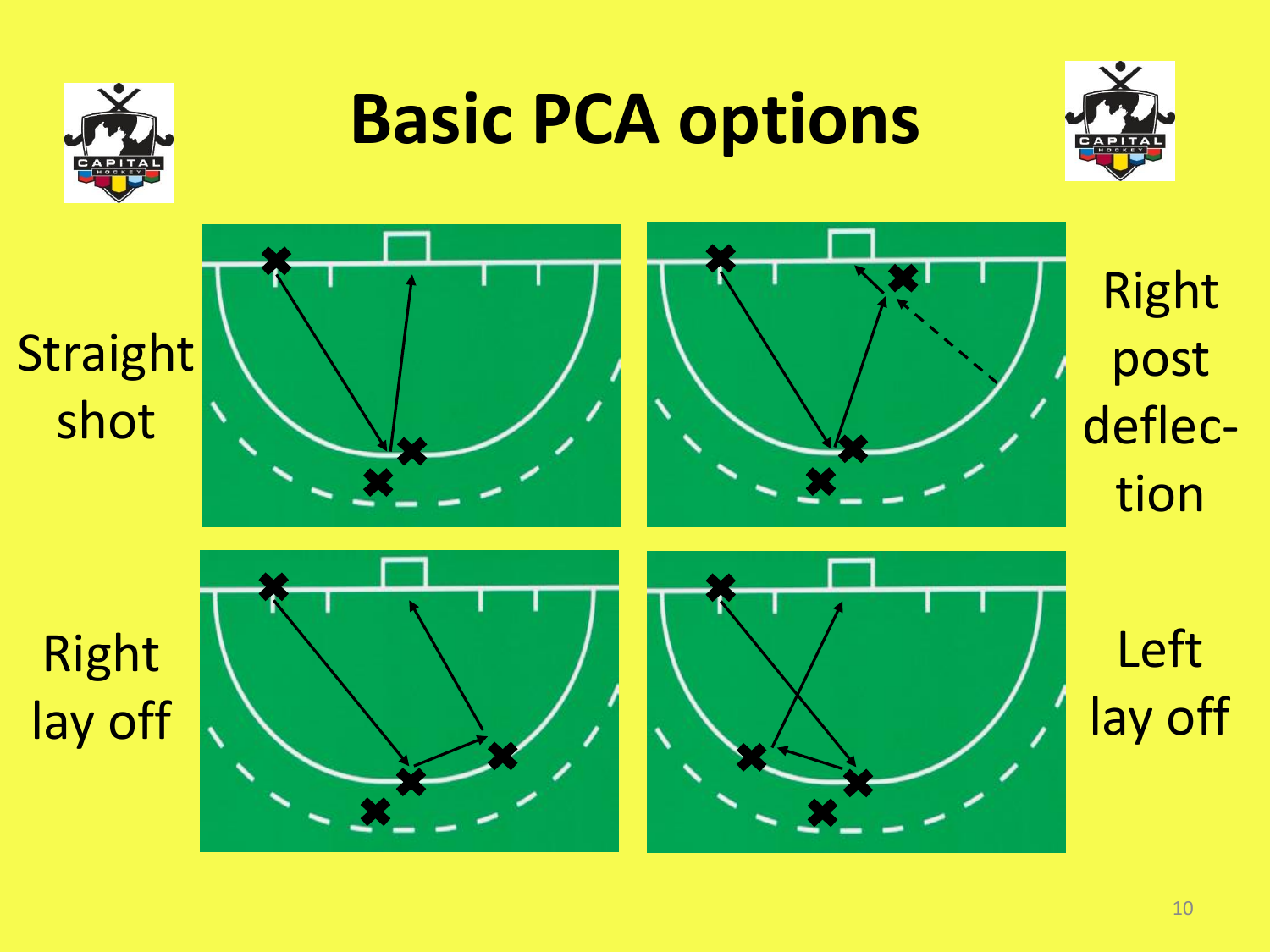# Basic PCA options

Straight shot

Right post deflec-tion

Right lay off

Left lay off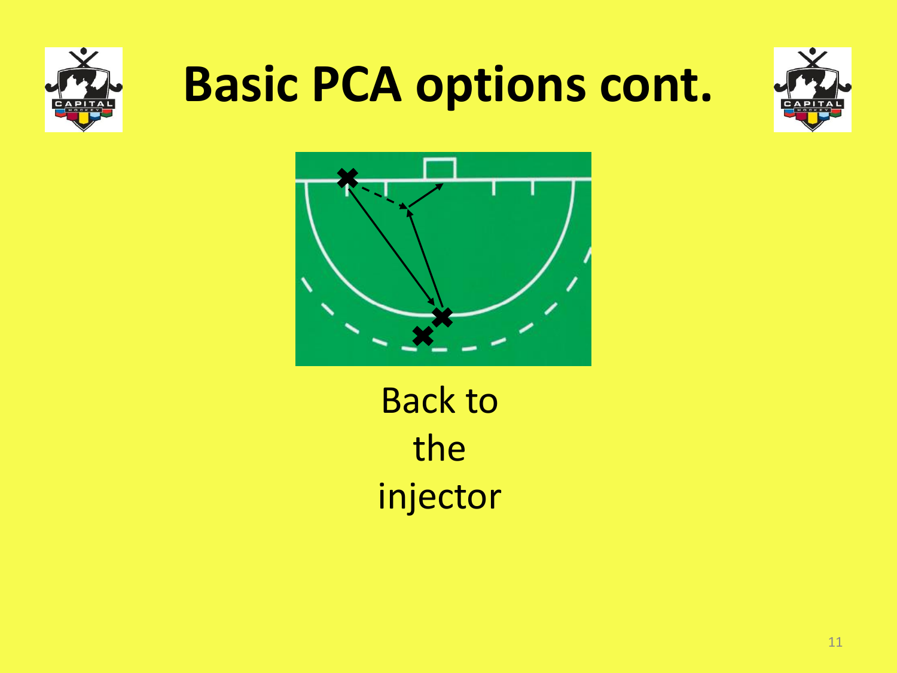# Basic PCA options cont.

Back to the injector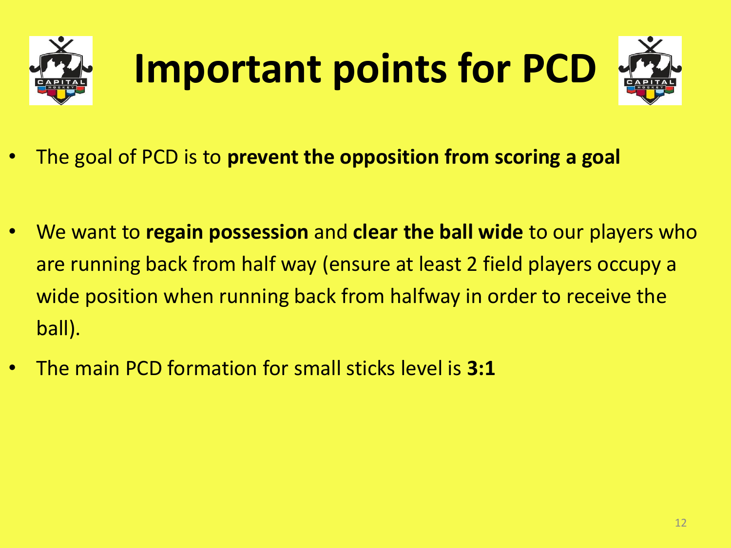# Important points for PCD

- The goal of PCD is to **prevent the opposition from scoring a goal**

- We want to **regain possession** and **clear the ball wide** to our players who are running back from half way (ensure at least 2 field players occupy a wide position when running back from halfway in order to receive the ball).
- The main PCD formation for small sticks level is **3:1**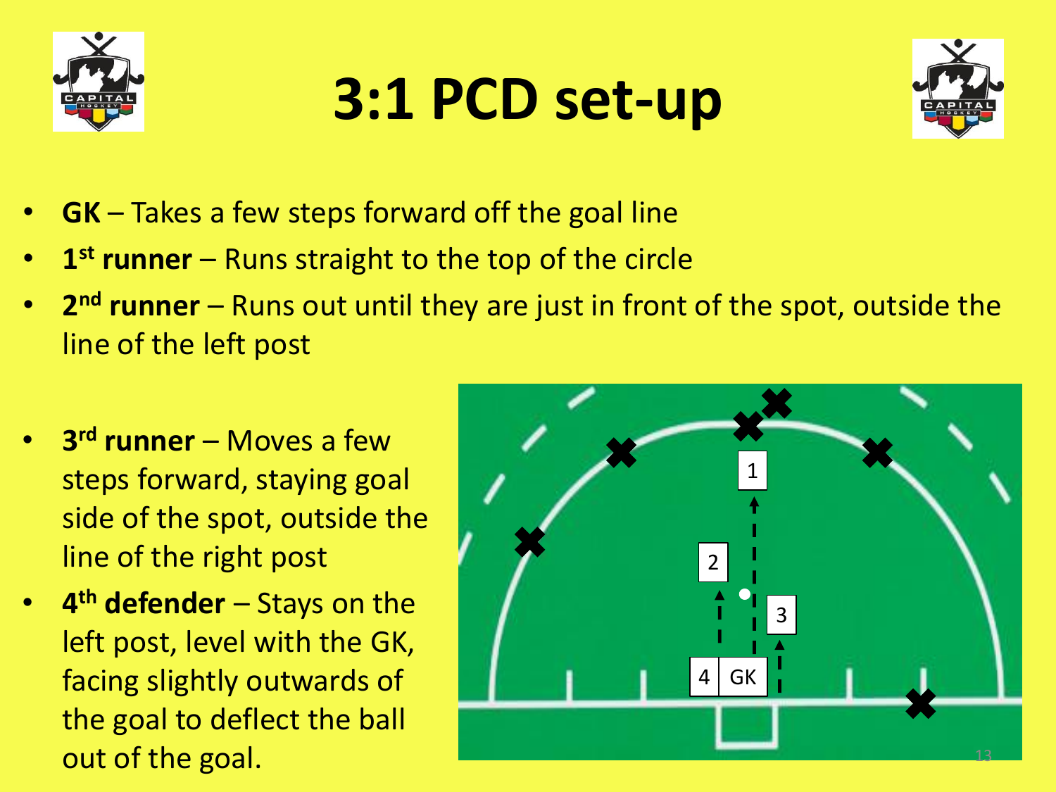# 3:1 PCD set-up

- **GK** – Takes a few steps forward off the goal line
- **1st runner** – Runs straight to the top of the circle
- **2nd runner** – Runs out until they are just in front of the spot, outside the line of the left post
- **3rd runner** – Moves a few steps forward, staying goal side of the spot, outside the line of the right post
- **4th defender** – Stays on the left post, level with the GK, facing slightly outwards of the goal to deflect the ball out of the goal.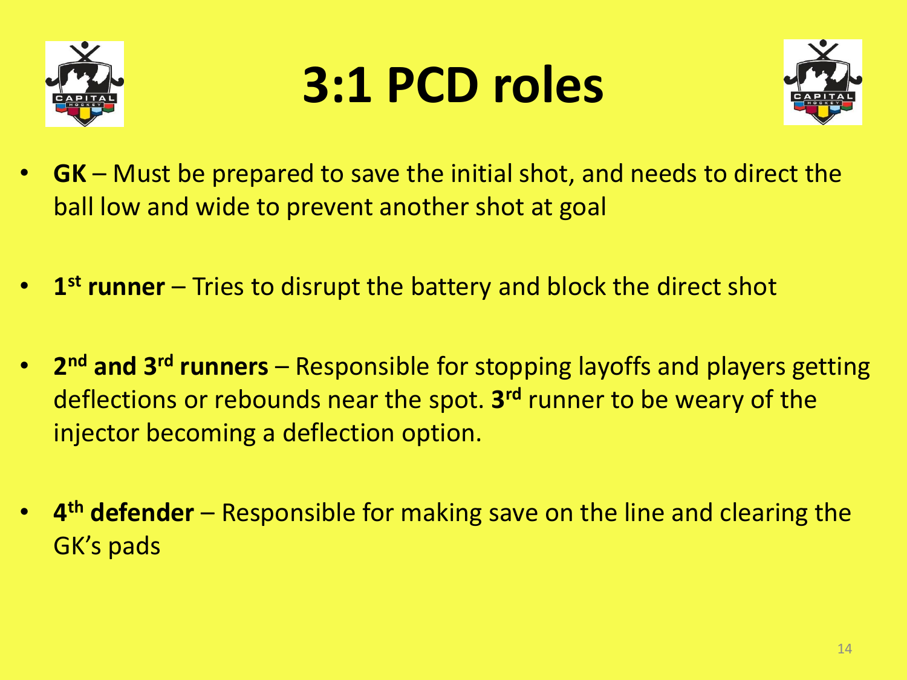# 3:1 PCD roles

- **GK** – Must be prepared to save the initial shot, and needs to direct the ball low and wide to prevent another shot at goal

- **1st runner** – Tries to disrupt the battery and block the direct shot

- **2nd and 3rd runners** – Responsible for stopping layoffs and players getting deflections or rebounds near the spot. **3rd** runner to be weary of the injector becoming a deflection option.

- **4th defender** – Responsible for making save on the line and clearing the GK's pads